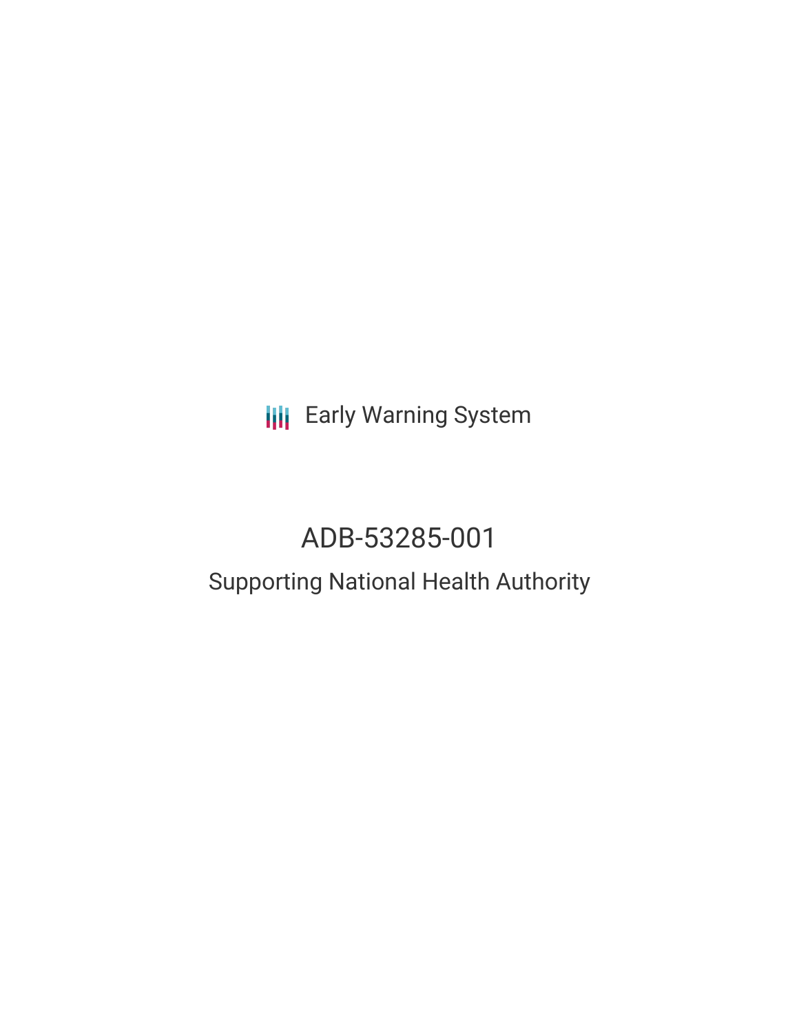Early Warning System

# ADB-53285-001

## Supporting National Health Authority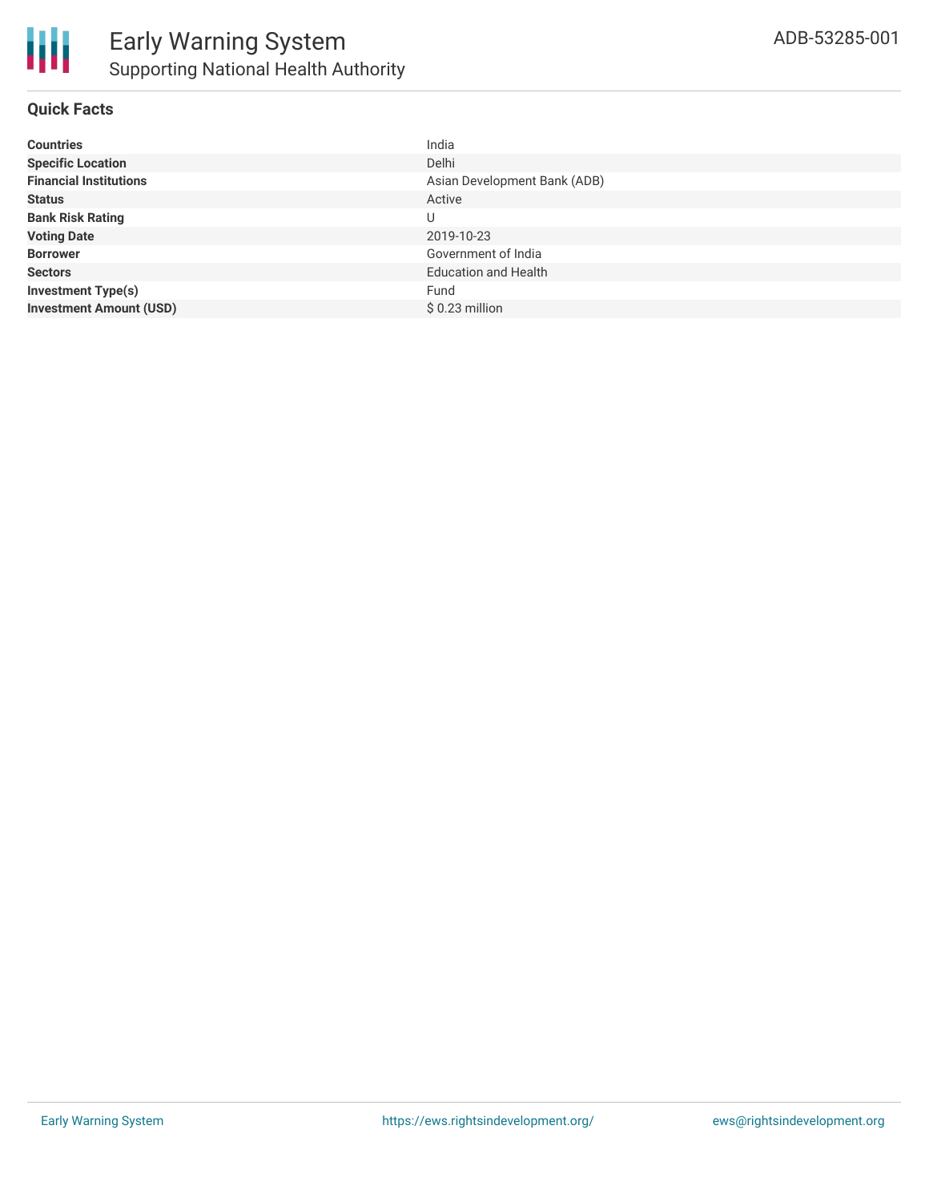# Early Warning System

## Supporting National Health Authority

ADB-53285-001

### Quick Facts

| | |
|---|---|
| **Countries** | India |
| **Specific Location** | Delhi |
| **Financial Institutions** | Asian Development Bank (ADB) |
| **Status** | Active |
| **Bank Risk Rating** | U |
| **Voting Date** | 2019-10-23 |
| **Borrower** | Government of India |
| **Sectors** | Education and Health |
| **Investment Type(s)** | Fund |
| **Investment Amount (USD)** | $ 0.23 million |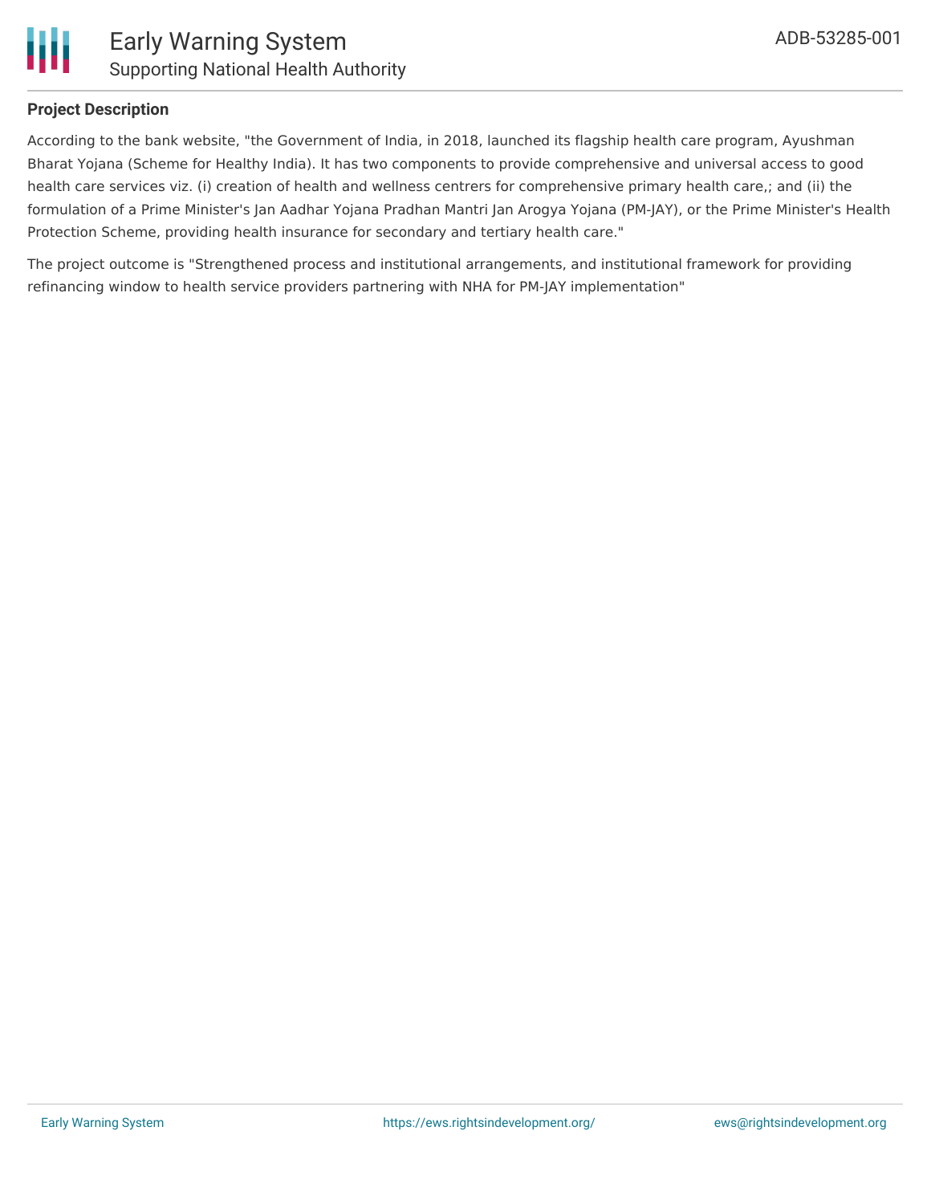### Project Description

According to the bank website, "the Government of India, in 2018, launched its flagship health care program, Ayushman Bharat Yojana (Scheme for Healthy India). It has two components to provide comprehensive and universal access to good health care services viz. (i) creation of health and wellness centres for comprehensive primary health care,; and (ii) the formulation of a Prime Minister's Jan Aadhar Yojana Pradhan Mantri Jan Arogya Yojana (PM-JAY), or the Prime Minister's Health Protection Scheme, providing health insurance for secondary and tertiary health care."

The project outcome is "Strengthened process and institutional arrangements, and institutional framework for providing refinancing window to health service providers partnering with NHA for PM-JAY implementation"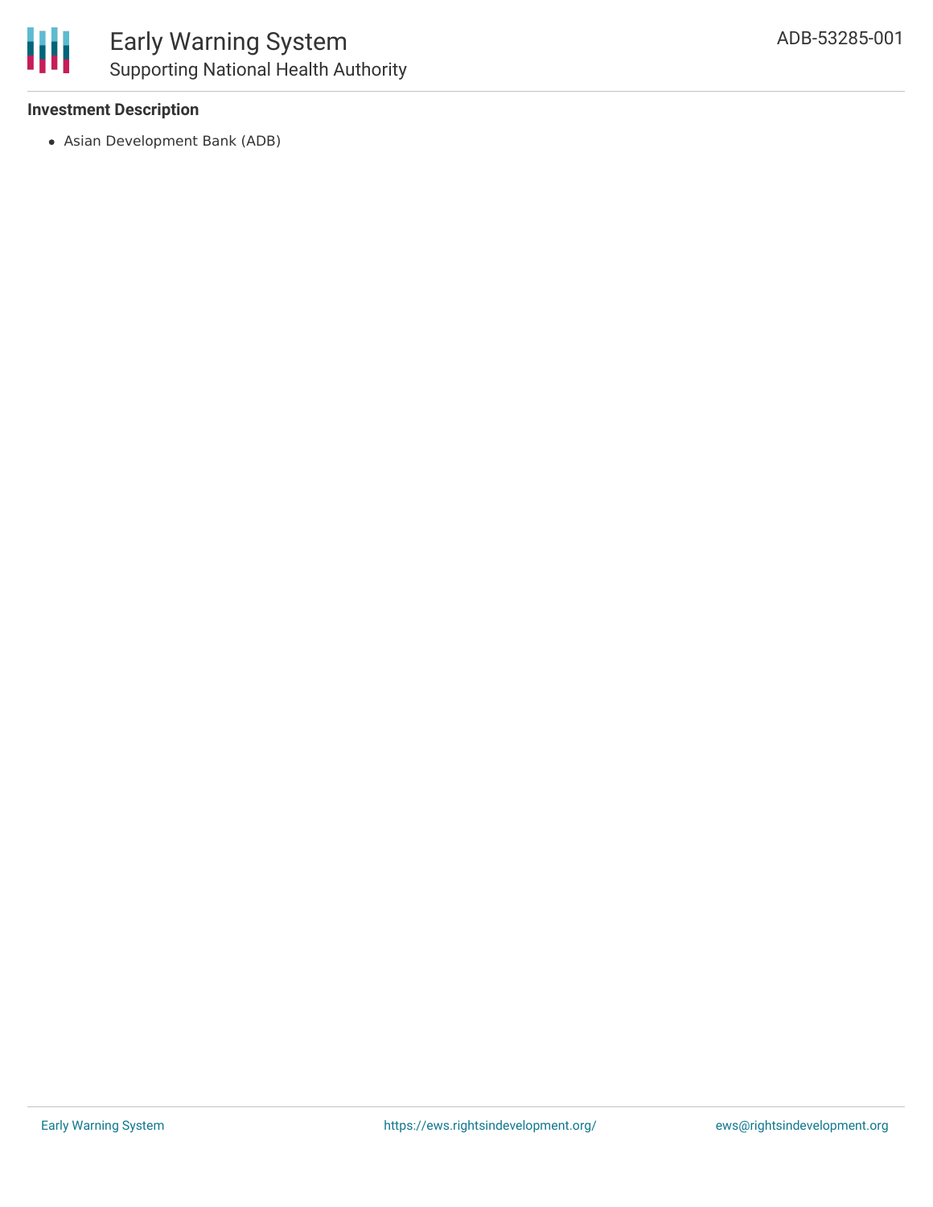### Investment Description

- Asian Development Bank (ADB)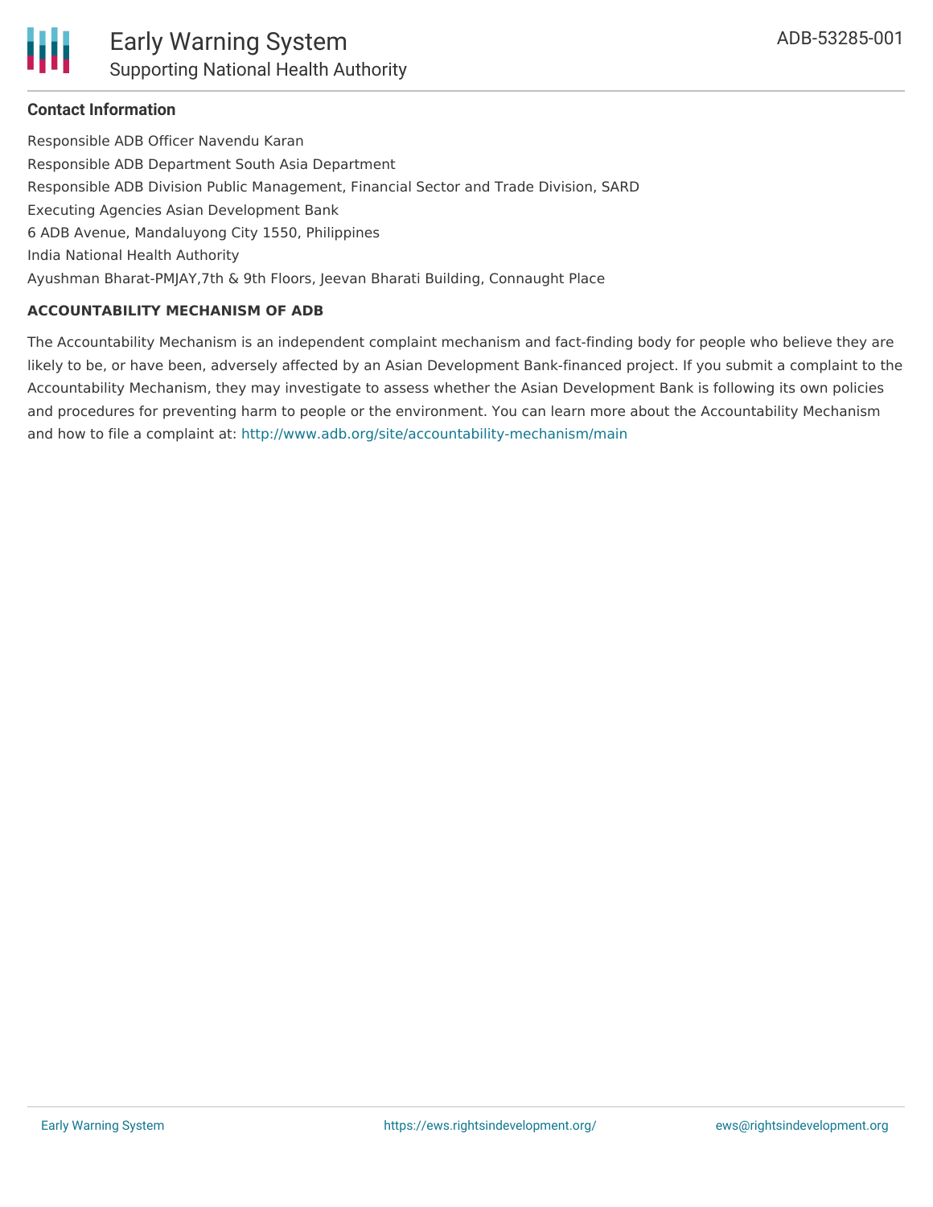**Contact Information**

Responsible ADB Officer Navendu Karan

Responsible ADB Department South Asia Department

Responsible ADB Division Public Management, Financial Sector and Trade Division, SARD

Executing Agencies Asian Development Bank

6 ADB Avenue, Mandaluyong City 1550, Philippines

India National Health Authority

Ayushman Bharat-PMJAY,7th & 9th Floors, Jeevan Bharati Building, Connaught Place

**ACCOUNTABILITY MECHANISM OF ADB**

The Accountability Mechanism is an independent complaint mechanism and fact-finding body for people who believe they are likely to be, or have been, adversely affected by an Asian Development Bank-financed project. If you submit a complaint to the Accountability Mechanism, they may investigate to assess whether the Asian Development Bank is following its own policies and procedures for preventing harm to people or the environment. You can learn more about the Accountability Mechanism and how to file a complaint at: http://www.adb.org/site/accountability-mechanism/main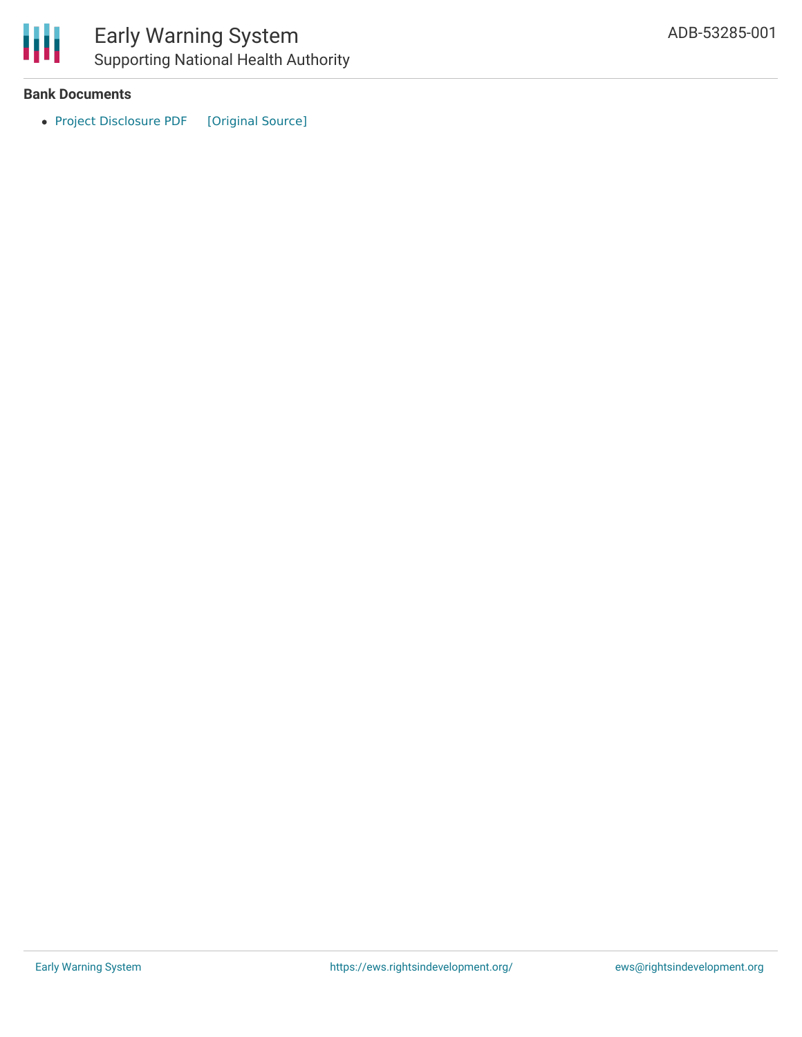**Bank Documents**

- Project Disclosure PDF [Original Source]